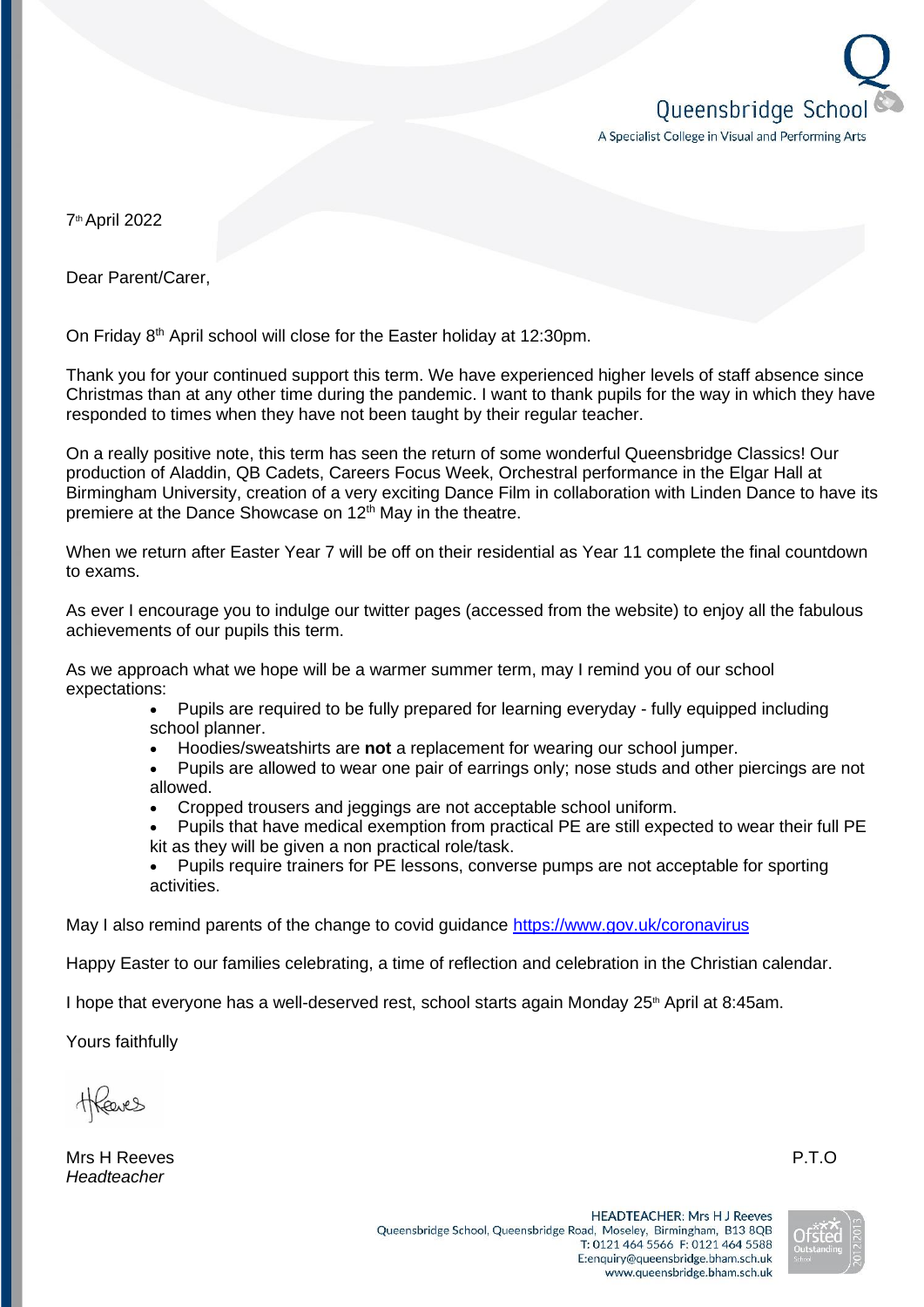Queensbridge School

A Specialist College in Visual and Performing Arts

7th April 2022

Dear Parent/Carer,

On Friday 8th April school will close for the Easter holiday at 12:30pm.

Thank you for your continued support this term. We have experienced higher levels of staff absence since Christmas than at any other time during the pandemic. I want to thank pupils for the way in which they have responded to times when they have not been taught by their regular teacher.

On a really positive note, this term has seen the return of some wonderful Queensbridge Classics! Our production of Aladdin, QB Cadets, Careers Focus Week, Orchestral performance in the Elgar Hall at Birmingham University, creation of a very exciting Dance Film in collaboration with Linden Dance to have its premiere at the Dance Showcase on 12th May in the theatre.

When we return after Easter Year 7 will be off on their residential as Year 11 complete the final countdown to exams.

As ever I encourage you to indulge our twitter pages (accessed from the website) to enjoy all the fabulous achievements of our pupils this term.

As we approach what we hope will be a warmer summer term, may I remind you of our school expectations:

- Pupils are required to be fully prepared for learning everyday - fully equipped including school planner.
- Hoodies/sweatshirts are **not** a replacement for wearing our school jumper.
- Pupils are allowed to wear one pair of earrings only; nose studs and other piercings are not allowed.
- Cropped trousers and jeggings are not acceptable school uniform.
- Pupils that have medical exemption from practical PE are still expected to wear their full PE kit as they will be given a non practical role/task.
- Pupils require trainers for PE lessons, converse pumps are not acceptable for sporting activities.

May I also remind parents of the change to covid guidance https://www.gov.uk/coronavirus

Happy Easter to our families celebrating, a time of reflection and celebration in the Christian calendar.

I hope that everyone has a well-deserved rest, school starts again Monday 25th April at 8:45am.

Yours faithfully

HReeves

Mrs H Reeves
*Headteacher*

P.T.O

HEADTEACHER: Mrs H J Reeves
Queensbridge School, Queensbridge Road, Moseley, Birmingham, B13 8QB
T: 0121 464 5566 F: 0121 464 5588
E:enquiry@queensbridge.bham.sch.uk
www.queensbridge.bham.sch.uk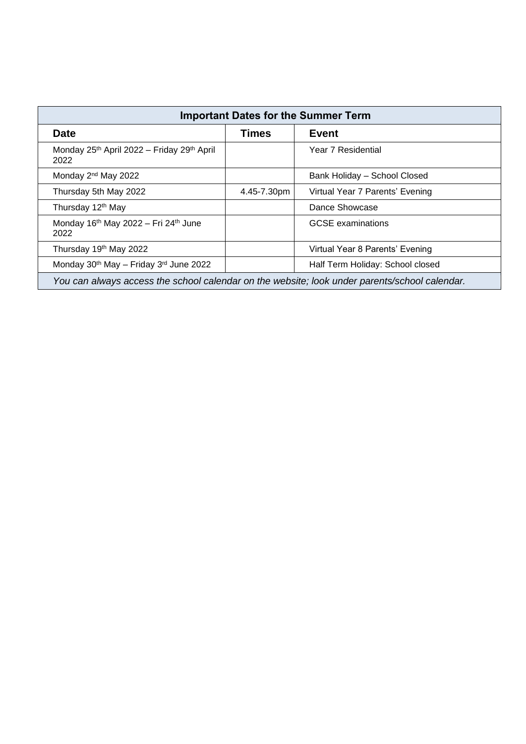| Important Dates for the Summer Term | | |
|---|---|---|
| **Date** | **Times** | **Event** |
| Monday 25th April 2022 – Friday 29th April 2022 | | Year 7 Residential |
| Monday 2nd May 2022 | | Bank Holiday – School Closed |
| Thursday 5th May 2022 | 4.45-7.30pm | Virtual Year 7 Parents' Evening |
| Thursday 12th May | | Dance Showcase |
| Monday 16th May 2022 – Fri 24th June 2022 | | GCSE examinations |
| Thursday 19th May 2022 | | Virtual Year 8 Parents' Evening |
| Monday 30th May – Friday 3rd June 2022 | | Half Term Holiday: School closed |
| *You can always access the school calendar on the website; look under parents/school calendar.* | | |